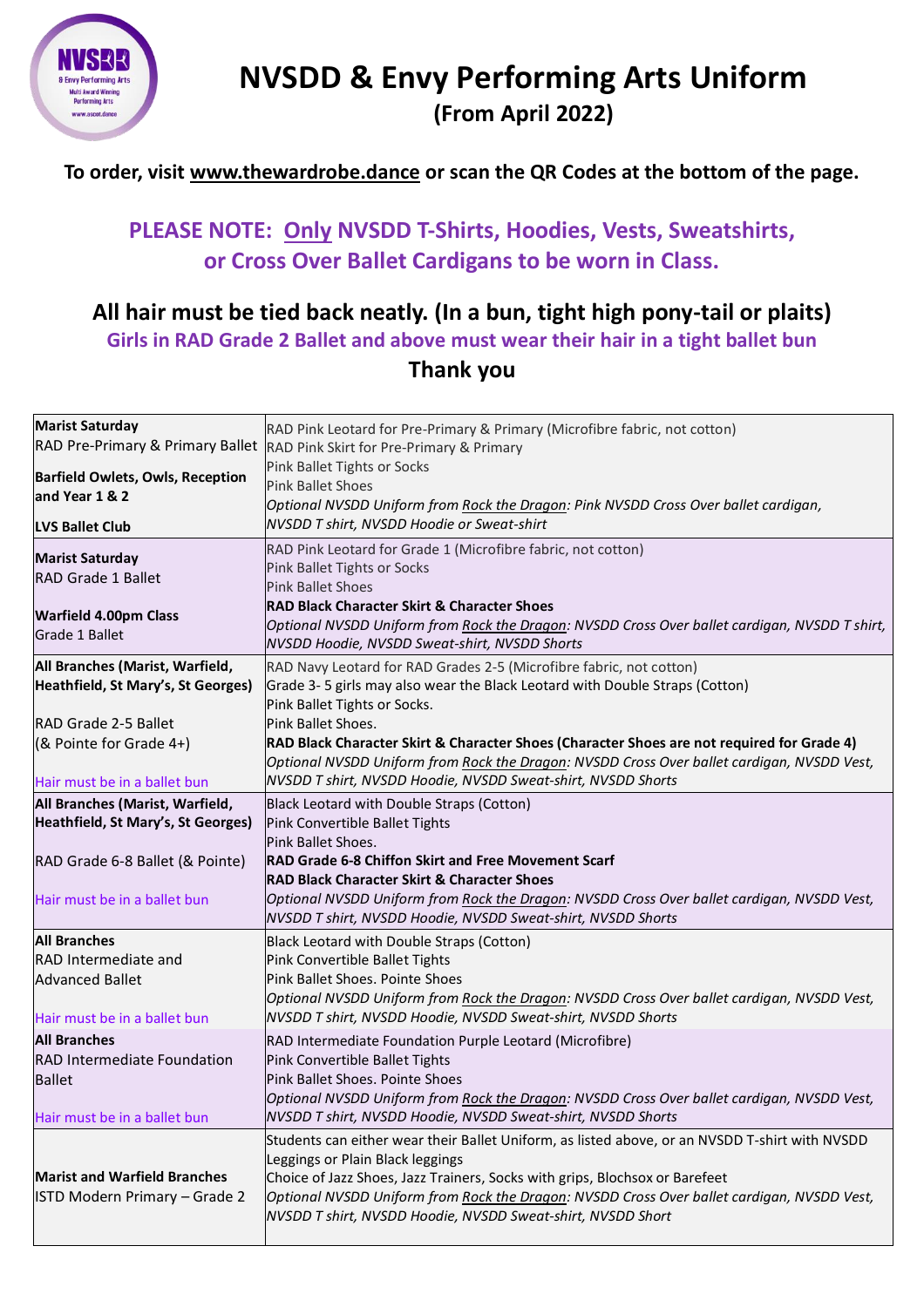# NVSDD & Envy Performing Arts Uniform

## (From April 2022)

**To order, visit www.thewardrobe.dance or scan the QR Codes at the bottom of the page.**

**PLEASE NOTE: Only NVSDD T-Shirts, Hoodies, Vests, Sweatshirts, or Cross Over Ballet Cardigans to be worn in Class.**

**All hair must be tied back neatly. (In a bun, tight high pony-tail or plaits)**

**Girls in RAD Grade 2 Ballet and above must wear their hair in a tight ballet bun**

**Thank you**

| | |
|---|---|
| **Marist Saturday**<br>RAD Pre-Primary & Primary Ballet<br><br>**Barfield Owlets, Owls, Reception and Year 1 & 2**<br><br>**LVS Ballet Club** | RAD Pink Leotard for Pre-Primary & Primary (Microfibre fabric, not cotton)<br>RAD Pink Skirt for Pre-Primary & Primary<br>Pink Ballet Tights or Socks<br>Pink Ballet Shoes<br>*Optional NVSDD Uniform from Rock the Dragon: Pink NVSDD Cross Over ballet cardigan, NVSDD T shirt, NVSDD Hoodie or Sweat-shirt* |
| **Marist Saturday**<br>RAD Grade 1 Ballet<br><br>**Warfield 4.00pm Class**<br>Grade 1 Ballet | RAD Pink Leotard for Grade 1 (Microfibre fabric, not cotton)<br>Pink Ballet Tights or Socks<br>Pink Ballet Shoes<br>**RAD Black Character Skirt & Character Shoes**<br>*Optional NVSDD Uniform from Rock the Dragon: NVSDD Cross Over ballet cardigan, NVSDD T shirt, NVSDD Hoodie, NVSDD Sweat-shirt, NVSDD Shorts* |
| **All Branches (Marist, Warfield, Heathfield, St Mary's, St Georges)**<br><br>RAD Grade 2-5 Ballet<br>(& Pointe for Grade 4+)<br><br>Hair must be in a ballet bun | RAD Navy Leotard for RAD Grades 2-5 (Microfibre fabric, not cotton)<br>Grade 3- 5 girls may also wear the Black Leotard with Double Straps (Cotton)<br>Pink Ballet Tights or Socks.<br>Pink Ballet Shoes.<br>**RAD Black Character Skirt & Character Shoes (Character Shoes are not required for Grade 4)**<br>*Optional NVSDD Uniform from Rock the Dragon: NVSDD Cross Over ballet cardigan, NVSDD Vest, NVSDD T shirt, NVSDD Hoodie, NVSDD Sweat-shirt, NVSDD Shorts* |
| **All Branches (Marist, Warfield, Heathfield, St Mary's, St Georges)**<br><br>RAD Grade 6-8 Ballet (& Pointe)<br><br>Hair must be in a ballet bun | Black Leotard with Double Straps (Cotton)<br>Pink Convertible Ballet Tights<br>Pink Ballet Shoes.<br>**RAD Grade 6-8 Chiffon Skirt and Free Movement Scarf**<br>**RAD Black Character Skirt & Character Shoes**<br>*Optional NVSDD Uniform from Rock the Dragon: NVSDD Cross Over ballet cardigan, NVSDD Vest, NVSDD T shirt, NVSDD Hoodie, NVSDD Sweat-shirt, NVSDD Shorts* |
| **All Branches**<br>RAD Intermediate and Advanced Ballet<br><br>Hair must be in a ballet bun | Black Leotard with Double Straps (Cotton)<br>Pink Convertible Ballet Tights<br>Pink Ballet Shoes. Pointe Shoes<br>*Optional NVSDD Uniform from Rock the Dragon: NVSDD Cross Over ballet cardigan, NVSDD Vest, NVSDD T shirt, NVSDD Hoodie, NVSDD Sweat-shirt, NVSDD Shorts* |
| **All Branches**<br>RAD Intermediate Foundation Ballet<br><br>Hair must be in a ballet bun | RAD Intermediate Foundation Purple Leotard (Microfibre)<br>Pink Convertible Ballet Tights<br>Pink Ballet Shoes. Pointe Shoes<br>*Optional NVSDD Uniform from Rock the Dragon: NVSDD Cross Over ballet cardigan, NVSDD Vest, NVSDD T shirt, NVSDD Hoodie, NVSDD Sweat-shirt, NVSDD Shorts* |
| **Marist and Warfield Branches**<br>ISTD Modern Primary – Grade 2 | Students can either wear their Ballet Uniform, as listed above, or an NVSDD T-shirt with NVSDD Leggings or Plain Black leggings<br>Choice of Jazz Shoes, Jazz Trainers, Socks with grips, Blochsox or Barefeet<br>*Optional NVSDD Uniform from Rock the Dragon: NVSDD Cross Over ballet cardigan, NVSDD Vest, NVSDD T shirt, NVSDD Hoodie, NVSDD Sweat-shirt, NVSDD Short* |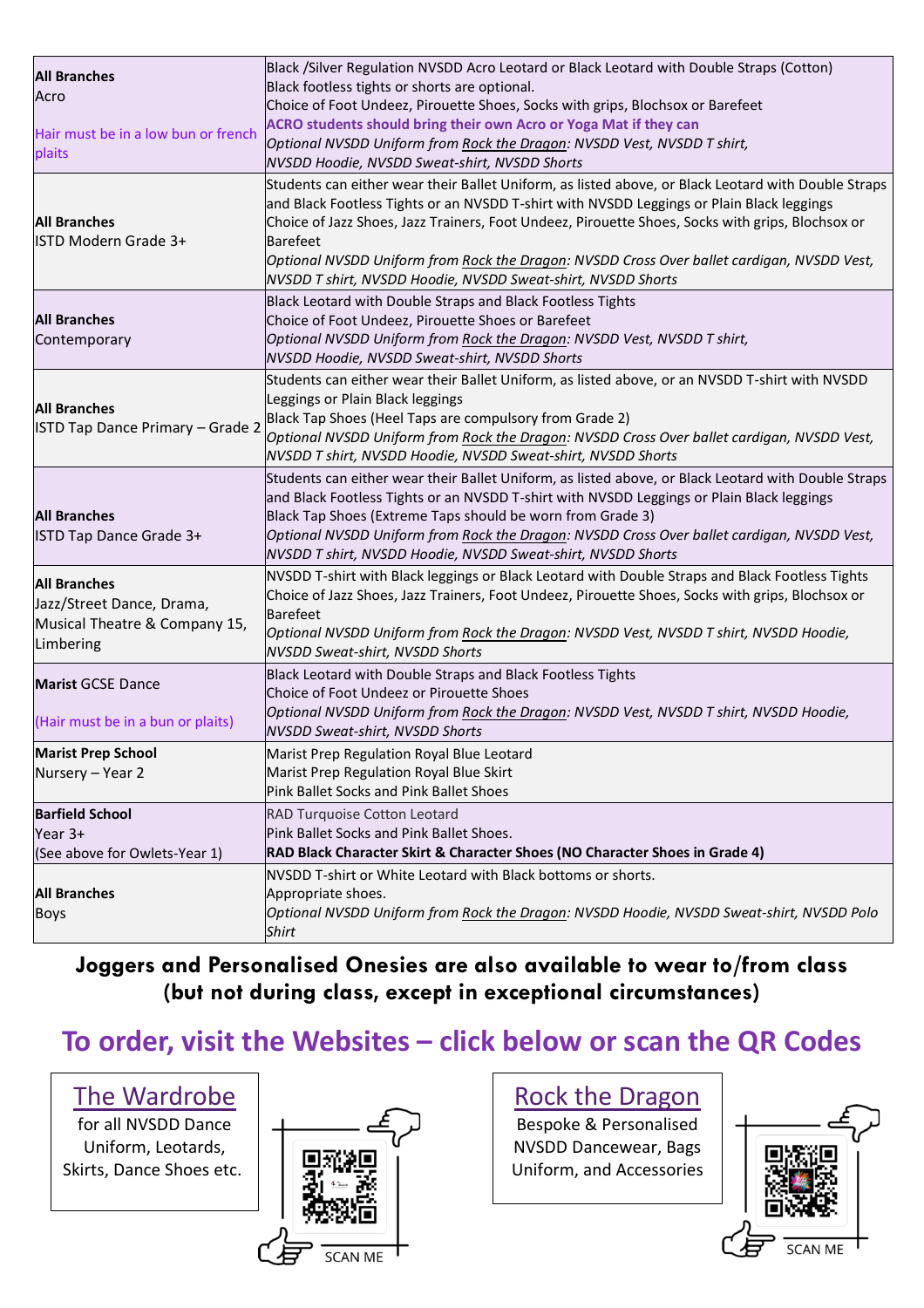| | |
|---|---|
| **All Branches**<br>Acro<br><br>Hair must be in a low bun or french plaits | Black /Silver Regulation NVSDD Acro Leotard or Black Leotard with Double Straps (Cotton)<br>Black footless tights or shorts are optional.<br>Choice of Foot Undeez, Pirouette Shoes, Socks with grips, Blochsox or Barefeet<br>**ACRO students should bring their own Acro or Yoga Mat if they can**<br>*Optional NVSDD Uniform from Rock the Dragon: NVSDD Vest, NVSDD T shirt, NVSDD Hoodie, NVSDD Sweat-shirt, NVSDD Shorts* |
| **All Branches**<br>ISTD Modern Grade 3+ | Students can either wear their Ballet Uniform, as listed above, or Black Leotard with Double Straps and Black Footless Tights or an NVSDD T-shirt with NVSDD Leggings or Plain Black leggings<br>Choice of Jazz Shoes, Jazz Trainers, Foot Undeez, Pirouette Shoes, Socks with grips, Blochsox or Barefeet<br>*Optional NVSDD Uniform from Rock the Dragon: NVSDD Cross Over ballet cardigan, NVSDD Vest, NVSDD T shirt, NVSDD Hoodie, NVSDD Sweat-shirt, NVSDD Shorts* |
| **All Branches**<br>Contemporary | Black Leotard with Double Straps and Black Footless Tights<br>Choice of Foot Undeez, Pirouette Shoes or Barefeet<br>*Optional NVSDD Uniform from Rock the Dragon: NVSDD Vest, NVSDD T shirt, NVSDD Hoodie, NVSDD Sweat-shirt, NVSDD Shorts* |
| **All Branches**<br>ISTD Tap Dance Primary – Grade 2 | Students can either wear their Ballet Uniform, as listed above, or an NVSDD T-shirt with NVSDD Leggings or Plain Black leggings<br>Black Tap Shoes (Heel Taps are compulsory from Grade 2)<br>*Optional NVSDD Uniform from Rock the Dragon: NVSDD Cross Over ballet cardigan, NVSDD Vest, NVSDD T shirt, NVSDD Hoodie, NVSDD Sweat-shirt, NVSDD Shorts* |
| **All Branches**<br>ISTD Tap Dance Grade 3+ | Students can either wear their Ballet Uniform, as listed above, or Black Leotard with Double Straps and Black Footless Tights or an NVSDD T-shirt with NVSDD Leggings or Plain Black leggings<br>Black Tap Shoes (Extreme Taps should be worn from Grade 3)<br>*Optional NVSDD Uniform from Rock the Dragon: NVSDD Cross Over ballet cardigan, NVSDD Vest, NVSDD T shirt, NVSDD Hoodie, NVSDD Sweat-shirt, NVSDD Shorts* |
| **All Branches**<br>Jazz/Street Dance, Drama, Musical Theatre & Company 15, Limbering | NVSDD T-shirt with Black leggings or Black Leotard with Double Straps and Black Footless Tights<br>Choice of Jazz Shoes, Jazz Trainers, Foot Undeez, Pirouette Shoes, Socks with grips, Blochsox or Barefeet<br>*Optional NVSDD Uniform from Rock the Dragon: NVSDD Vest, NVSDD T shirt, NVSDD Hoodie, NVSDD Sweat-shirt, NVSDD Shorts* |
| **Marist** GCSE Dance<br><br>(Hair must be in a bun or plaits) | Black Leotard with Double Straps and Black Footless Tights<br>Choice of Foot Undeez or Pirouette Shoes<br>*Optional NVSDD Uniform from Rock the Dragon: NVSDD Vest, NVSDD T shirt, NVSDD Hoodie, NVSDD Sweat-shirt, NVSDD Shorts* |
| **Marist Prep School**<br>Nursery – Year 2 | Marist Prep Regulation Royal Blue Leotard<br>Marist Prep Regulation Royal Blue Skirt<br>Pink Ballet Socks and Pink Ballet Shoes |
| **Barfield School**<br>Year 3+<br>(See above for Owlets-Year 1) | RAD Turquoise Cotton Leotard<br>Pink Ballet Socks and Pink Ballet Shoes.<br>**RAD Black Character Skirt & Character Shoes (NO Character Shoes in Grade 4)** |
| **All Branches**<br>Boys | NVSDD T-shirt or White Leotard with Black bottoms or shorts.<br>Appropriate shoes.<br>*Optional NVSDD Uniform from Rock the Dragon: NVSDD Hoodie, NVSDD Sweat-shirt, NVSDD Polo Shirt* |

**Joggers and Personalised Onesies are also available to wear to/from class (but not during class, except in exceptional circumstances)**

## To order, visit the Websites – click below or scan the QR Codes

**The Wardrobe**
for all NVSDD Dance Uniform, Leotards, Skirts, Dance Shoes etc.

SCAN ME

**Rock the Dragon**
Bespoke & Personalised NVSDD Dancewear, Bags Uniform, and Accessories

SCAN ME